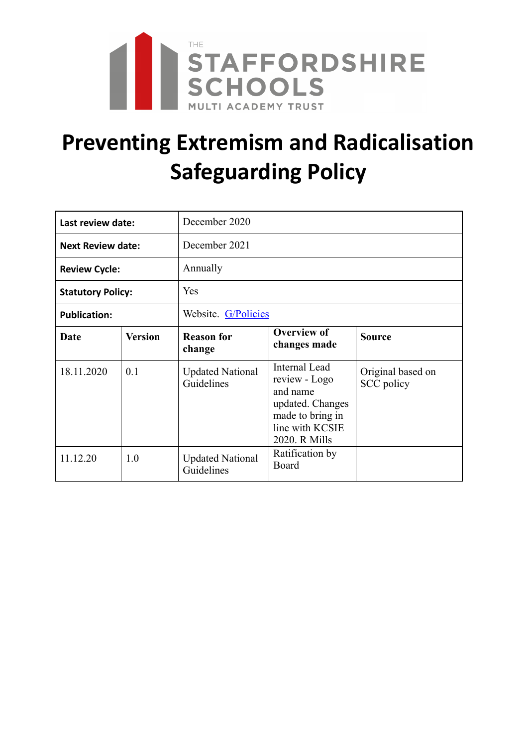THE STAFFORDSHIRE SCHOOLS MULTI ACADEMY TRUST

# Preventing Extremism and Radicalisation Safeguarding Policy

| **Last review date:** | December 2020 | | | |
|---|---|---|---|---|
| **Next Review date:** | December 2021 | | | |
| **Review Cycle:** | Annually | | | |
| **Statutory Policy:** | Yes | | | |
| **Publication:** | Website. G/Policies | | | |
| **Date** | **Version** | **Reason for change** | **Overview of changes made** | **Source** |
| 18.11.2020 | 0.1 | Updated National Guidelines | Internal Lead review - Logo and name updated. Changes made to bring in line with KCSIE 2020. R Mills | Original based on SCC policy |
| 11.12.20 | 1.0 | Updated National Guidelines | Ratification by Board | |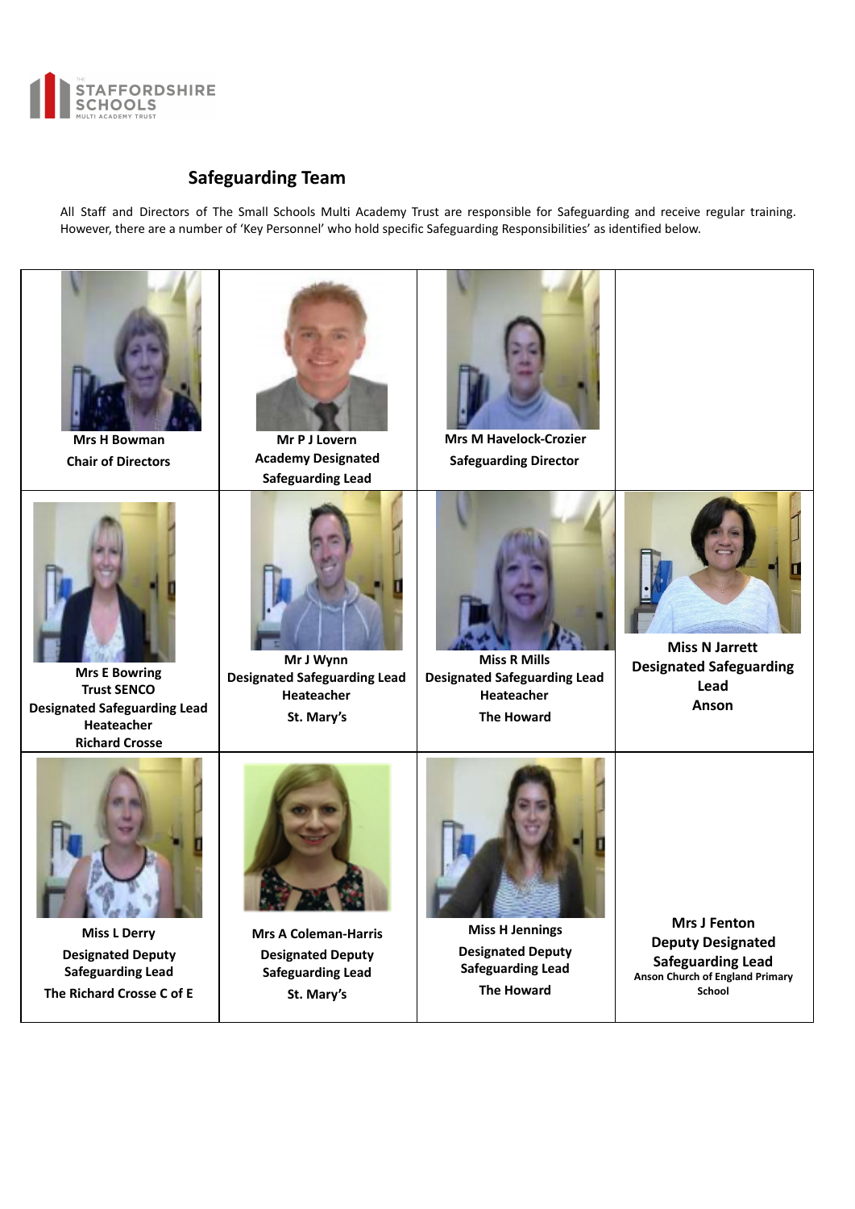## Safeguarding Team

All Staff and Directors of The Small Schools Multi Academy Trust are responsible for Safeguarding and receive regular training. However, there are a number of 'Key Personnel' who hold specific Safeguarding Responsibilities' as identified below.

| | | | |
|---|---|---|---|
| **Mrs H Bowman**<br>**Chair of Directors** | **Mr P J Lovern**<br>**Academy Designated Safeguarding Lead** | **Mrs M Havelock-Crozier**<br>**Safeguarding Director** | |
| **Mrs E Bowring**<br>**Trust SENCO**<br>**Designated Safeguarding Lead**<br>**Heateacher**<br>**Richard Crosse** | **Mr J Wynn**<br>**Designated Safeguarding Lead**<br>**Heateacher**<br>**St. Mary's** | **Miss R Mills**<br>**Designated Safeguarding Lead**<br>**Heateacher**<br>**The Howard** | **Miss N Jarrett**<br>**Designated Safeguarding Lead**<br>**Anson** |
| **Miss L Derry**<br>**Designated Deputy Safeguarding Lead**<br>**The Richard Crosse C of E** | **Mrs A Coleman-Harris**<br>**Designated Deputy Safeguarding Lead**<br>**St. Mary's** | **Miss H Jennings**<br>**Designated Deputy Safeguarding Lead**<br>**The Howard** | **Mrs J Fenton**<br>**Deputy Designated Safeguarding Lead**<br>**Anson Church of England Primary School** |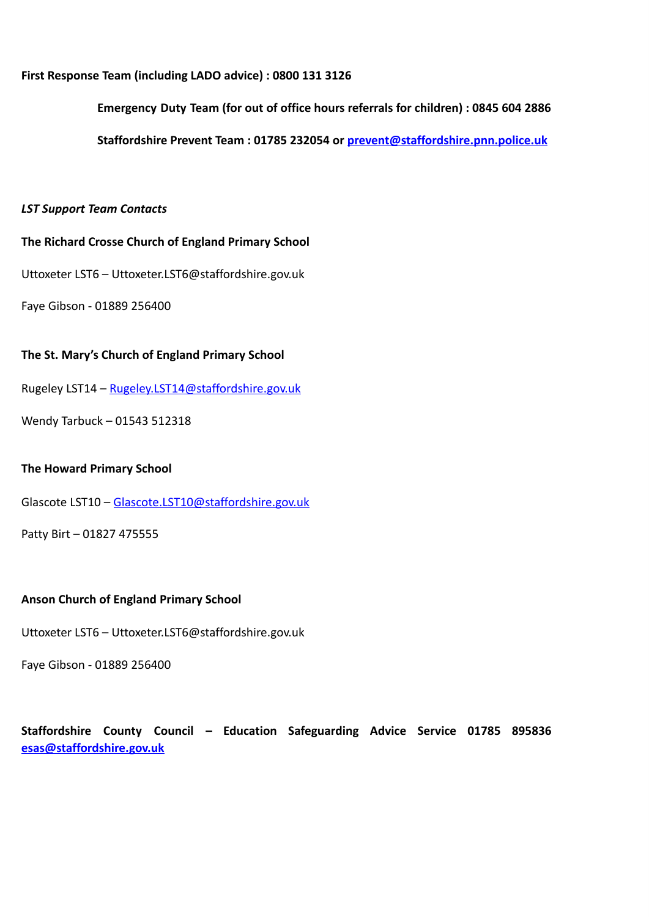**First Response Team (including LADO advice) : 0800 131 3126**

**Emergency Duty Team (for out of office hours referrals for children) : 0845 604 2886**

**Staffordshire Prevent Team : 01785 232054 or prevent@staffordshire.pnn.police.uk**

***LST Support Team Contacts***

**The Richard Crosse Church of England Primary School**

Uttoxeter LST6 – Uttoxeter.LST6@staffordshire.gov.uk

Faye Gibson - 01889 256400

**The St. Mary's Church of England Primary School**

Rugeley LST14 – Rugeley.LST14@staffordshire.gov.uk

Wendy Tarbuck – 01543 512318

**The Howard Primary School**

Glascote LST10 – Glascote.LST10@staffordshire.gov.uk

Patty Birt – 01827 475555

**Anson Church of England Primary School**

Uttoxeter LST6 – Uttoxeter.LST6@staffordshire.gov.uk

Faye Gibson - 01889 256400

**Staffordshire County Council – Education Safeguarding Advice Service 01785 895836 esas@staffordshire.gov.uk**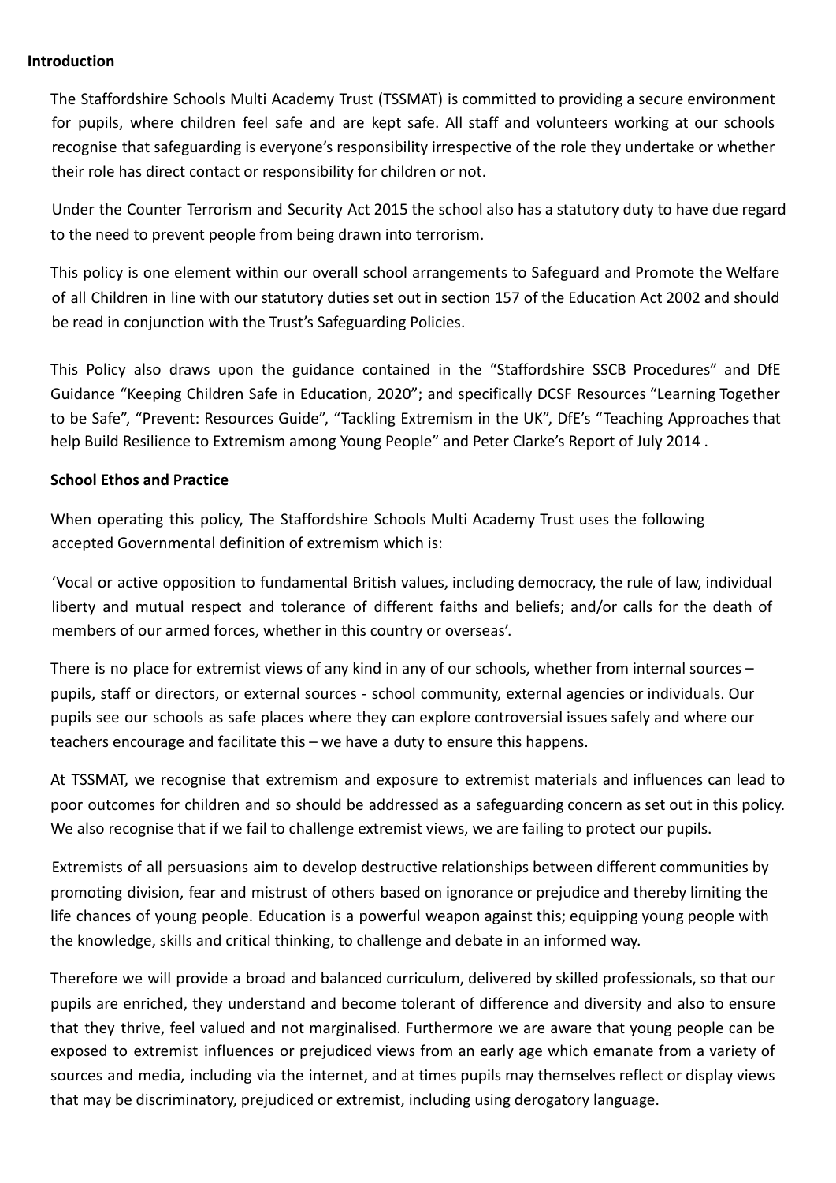## Introduction

The Staffordshire Schools Multi Academy Trust (TSSMAT) is committed to providing a secure environment for pupils, where children feel safe and are kept safe. All staff and volunteers working at our schools recognise that safeguarding is everyone's responsibility irrespective of the role they undertake or whether their role has direct contact or responsibility for children or not.

Under the Counter Terrorism and Security Act 2015 the school also has a statutory duty to have due regard to the need to prevent people from being drawn into terrorism.

This policy is one element within our overall school arrangements to Safeguard and Promote the Welfare of all Children in line with our statutory duties set out in section 157 of the Education Act 2002 and should be read in conjunction with the Trust's Safeguarding Policies.

This Policy also draws upon the guidance contained in the "Staffordshire SSCB Procedures" and DfE Guidance "Keeping Children Safe in Education, 2020"; and specifically DCSF Resources "Learning Together to be Safe", "Prevent: Resources Guide", "Tackling Extremism in the UK", DfE's "Teaching Approaches that help Build Resilience to Extremism among Young People" and Peter Clarke's Report of July 2014 .

## School Ethos and Practice

When operating this policy, The Staffordshire Schools Multi Academy Trust uses the following accepted Governmental definition of extremism which is:

'Vocal or active opposition to fundamental British values, including democracy, the rule of law, individual liberty and mutual respect and tolerance of different faiths and beliefs; and/or calls for the death of members of our armed forces, whether in this country or overseas'.

There is no place for extremist views of any kind in any of our schools, whether from internal sources – pupils, staff or directors, or external sources - school community, external agencies or individuals. Our pupils see our schools as safe places where they can explore controversial issues safely and where our teachers encourage and facilitate this – we have a duty to ensure this happens.

At TSSMAT, we recognise that extremism and exposure to extremist materials and influences can lead to poor outcomes for children and so should be addressed as a safeguarding concern as set out in this policy. We also recognise that if we fail to challenge extremist views, we are failing to protect our pupils.

Extremists of all persuasions aim to develop destructive relationships between different communities by promoting division, fear and mistrust of others based on ignorance or prejudice and thereby limiting the life chances of young people. Education is a powerful weapon against this; equipping young people with the knowledge, skills and critical thinking, to challenge and debate in an informed way.

Therefore we will provide a broad and balanced curriculum, delivered by skilled professionals, so that our pupils are enriched, they understand and become tolerant of difference and diversity and also to ensure that they thrive, feel valued and not marginalised. Furthermore we are aware that young people can be exposed to extremist influences or prejudiced views from an early age which emanate from a variety of sources and media, including via the internet, and at times pupils may themselves reflect or display views that may be discriminatory, prejudiced or extremist, including using derogatory language.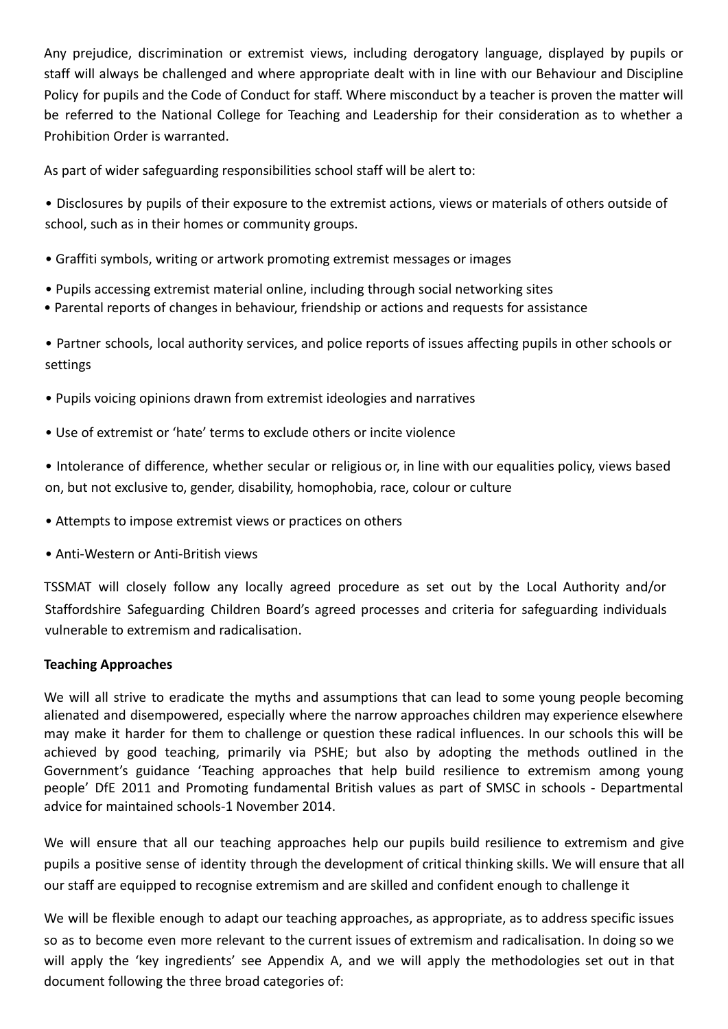Any prejudice, discrimination or extremist views, including derogatory language, displayed by pupils or staff will always be challenged and where appropriate dealt with in line with our Behaviour and Discipline Policy for pupils and the Code of Conduct for staff. Where misconduct by a teacher is proven the matter will be referred to the National College for Teaching and Leadership for their consideration as to whether a Prohibition Order is warranted.

As part of wider safeguarding responsibilities school staff will be alert to:

- Disclosures by pupils of their exposure to the extremist actions, views or materials of others outside of school, such as in their homes or community groups.
- Graffiti symbols, writing or artwork promoting extremist messages or images
- Pupils accessing extremist material online, including through social networking sites
- Parental reports of changes in behaviour, friendship or actions and requests for assistance
- Partner schools, local authority services, and police reports of issues affecting pupils in other schools or settings
- Pupils voicing opinions drawn from extremist ideologies and narratives
- Use of extremist or 'hate' terms to exclude others or incite violence
- Intolerance of difference, whether secular or religious or, in line with our equalities policy, views based on, but not exclusive to, gender, disability, homophobia, race, colour or culture
- Attempts to impose extremist views or practices on others
- Anti-Western or Anti-British views

TSSMAT will closely follow any locally agreed procedure as set out by the Local Authority and/or Staffordshire Safeguarding Children Board's agreed processes and criteria for safeguarding individuals vulnerable to extremism and radicalisation.

**Teaching Approaches**

We will all strive to eradicate the myths and assumptions that can lead to some young people becoming alienated and disempowered, especially where the narrow approaches children may experience elsewhere may make it harder for them to challenge or question these radical influences. In our schools this will be achieved by good teaching, primarily via PSHE; but also by adopting the methods outlined in the Government's guidance 'Teaching approaches that help build resilience to extremism among young people' DfE 2011 and Promoting fundamental British values as part of SMSC in schools - Departmental advice for maintained schools-1 November 2014.

We will ensure that all our teaching approaches help our pupils build resilience to extremism and give pupils a positive sense of identity through the development of critical thinking skills. We will ensure that all our staff are equipped to recognise extremism and are skilled and confident enough to challenge it

We will be flexible enough to adapt our teaching approaches, as appropriate, as to address specific issues so as to become even more relevant to the current issues of extremism and radicalisation. In doing so we will apply the 'key ingredients' see Appendix A, and we will apply the methodologies set out in that document following the three broad categories of: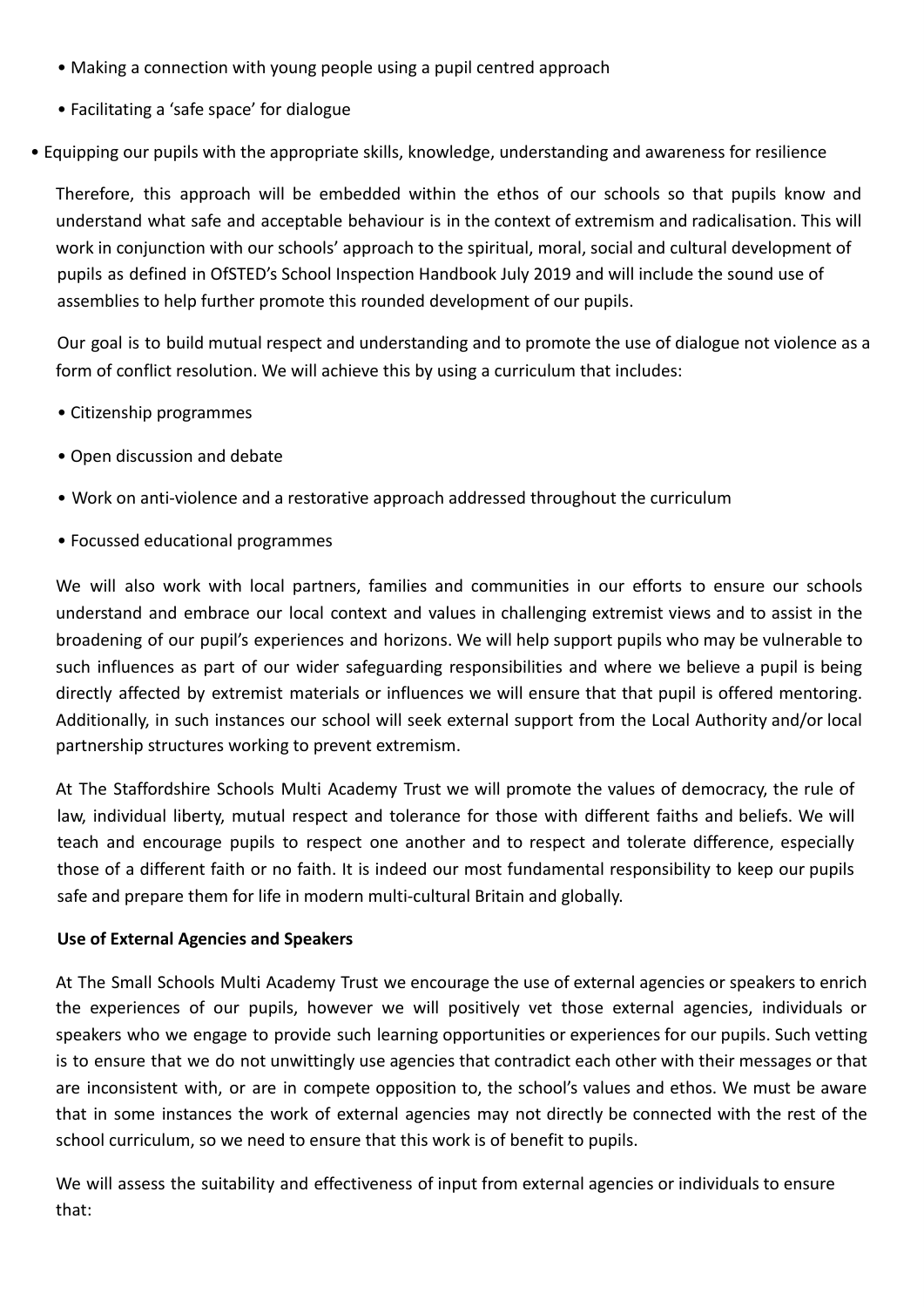- Making a connection with young people using a pupil centred approach
- Facilitating a 'safe space' for dialogue
- Equipping our pupils with the appropriate skills, knowledge, understanding and awareness for resilience

Therefore, this approach will be embedded within the ethos of our schools so that pupils know and understand what safe and acceptable behaviour is in the context of extremism and radicalisation. This will work in conjunction with our schools' approach to the spiritual, moral, social and cultural development of pupils as defined in OfSTED's School Inspection Handbook July 2019 and will include the sound use of assemblies to help further promote this rounded development of our pupils.

Our goal is to build mutual respect and understanding and to promote the use of dialogue not violence as a form of conflict resolution. We will achieve this by using a curriculum that includes:

- Citizenship programmes
- Open discussion and debate
- Work on anti-violence and a restorative approach addressed throughout the curriculum
- Focussed educational programmes

We will also work with local partners, families and communities in our efforts to ensure our schools understand and embrace our local context and values in challenging extremist views and to assist in the broadening of our pupil's experiences and horizons. We will help support pupils who may be vulnerable to such influences as part of our wider safeguarding responsibilities and where we believe a pupil is being directly affected by extremist materials or influences we will ensure that that pupil is offered mentoring. Additionally, in such instances our school will seek external support from the Local Authority and/or local partnership structures working to prevent extremism.

At The Staffordshire Schools Multi Academy Trust we will promote the values of democracy, the rule of law, individual liberty, mutual respect and tolerance for those with different faiths and beliefs. We will teach and encourage pupils to respect one another and to respect and tolerate difference, especially those of a different faith or no faith. It is indeed our most fundamental responsibility to keep our pupils safe and prepare them for life in modern multi-cultural Britain and globally.

**Use of External Agencies and Speakers**

At The Small Schools Multi Academy Trust we encourage the use of external agencies or speakers to enrich the experiences of our pupils, however we will positively vet those external agencies, individuals or speakers who we engage to provide such learning opportunities or experiences for our pupils. Such vetting is to ensure that we do not unwittingly use agencies that contradict each other with their messages or that are inconsistent with, or are in compete opposition to, the school's values and ethos. We must be aware that in some instances the work of external agencies may not directly be connected with the rest of the school curriculum, so we need to ensure that this work is of benefit to pupils.

We will assess the suitability and effectiveness of input from external agencies or individuals to ensure that: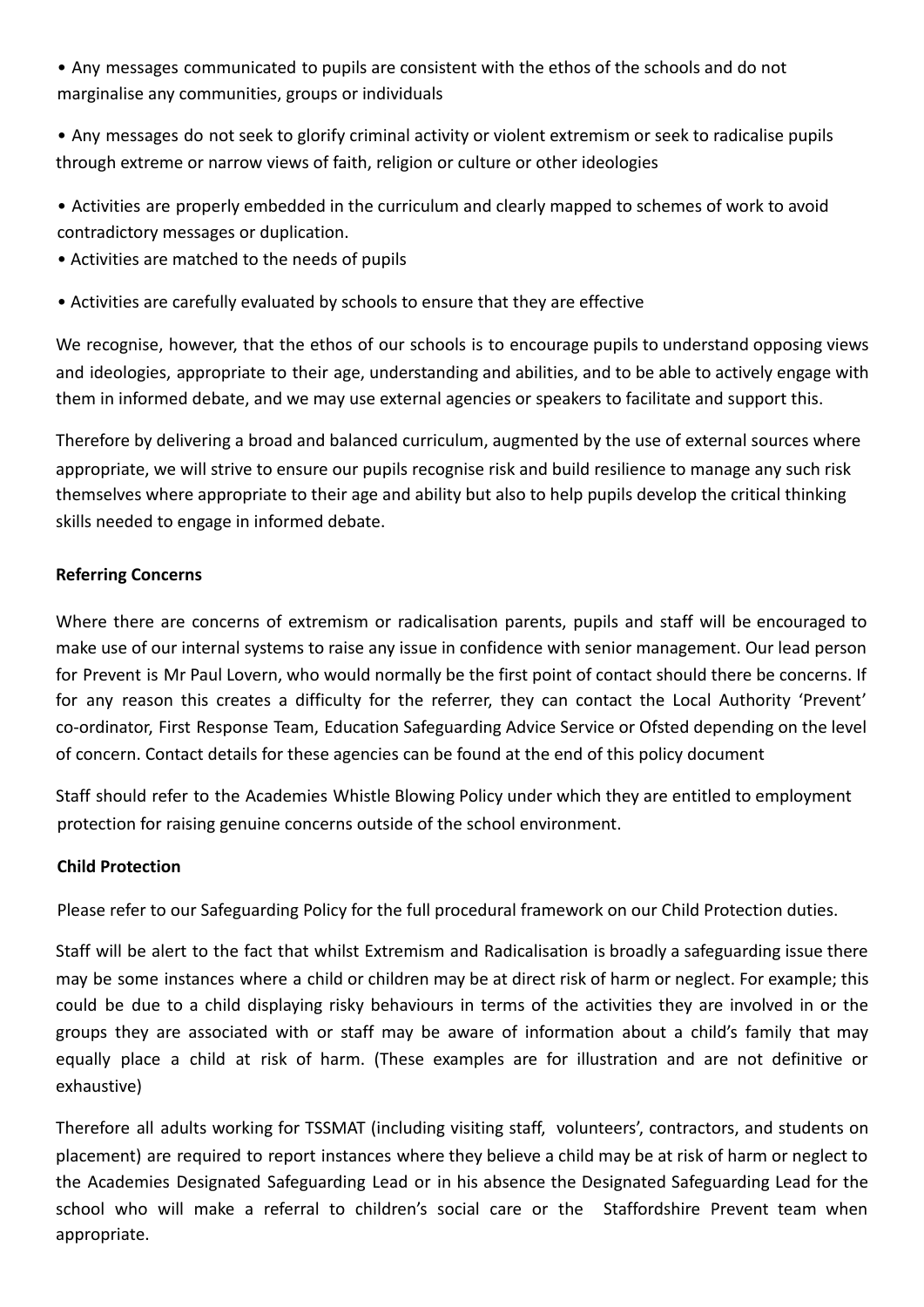- Any messages communicated to pupils are consistent with the ethos of the schools and do not marginalise any communities, groups or individuals
- Any messages do not seek to glorify criminal activity or violent extremism or seek to radicalise pupils through extreme or narrow views of faith, religion or culture or other ideologies
- Activities are properly embedded in the curriculum and clearly mapped to schemes of work to avoid contradictory messages or duplication.
- Activities are matched to the needs of pupils
- Activities are carefully evaluated by schools to ensure that they are effective

We recognise, however, that the ethos of our schools is to encourage pupils to understand opposing views and ideologies, appropriate to their age, understanding and abilities, and to be able to actively engage with them in informed debate, and we may use external agencies or speakers to facilitate and support this.

Therefore by delivering a broad and balanced curriculum, augmented by the use of external sources where appropriate, we will strive to ensure our pupils recognise risk and build resilience to manage any such risk themselves where appropriate to their age and ability but also to help pupils develop the critical thinking skills needed to engage in informed debate.

**Referring Concerns**

Where there are concerns of extremism or radicalisation parents, pupils and staff will be encouraged to make use of our internal systems to raise any issue in confidence with senior management. Our lead person for Prevent is Mr Paul Lovern, who would normally be the first point of contact should there be concerns. If for any reason this creates a difficulty for the referrer, they can contact the Local Authority 'Prevent' co-ordinator, First Response Team, Education Safeguarding Advice Service or Ofsted depending on the level of concern. Contact details for these agencies can be found at the end of this policy document

Staff should refer to the Academies Whistle Blowing Policy under which they are entitled to employment protection for raising genuine concerns outside of the school environment.

**Child Protection**

Please refer to our Safeguarding Policy for the full procedural framework on our Child Protection duties.

Staff will be alert to the fact that whilst Extremism and Radicalisation is broadly a safeguarding issue there may be some instances where a child or children may be at direct risk of harm or neglect. For example; this could be due to a child displaying risky behaviours in terms of the activities they are involved in or the groups they are associated with or staff may be aware of information about a child's family that may equally place a child at risk of harm. (These examples are for illustration and are not definitive or exhaustive)

Therefore all adults working for TSSMAT (including visiting staff, volunteers', contractors, and students on placement) are required to report instances where they believe a child may be at risk of harm or neglect to the Academies Designated Safeguarding Lead or in his absence the Designated Safeguarding Lead for the school who will make a referral to children's social care or the Staffordshire Prevent team when appropriate.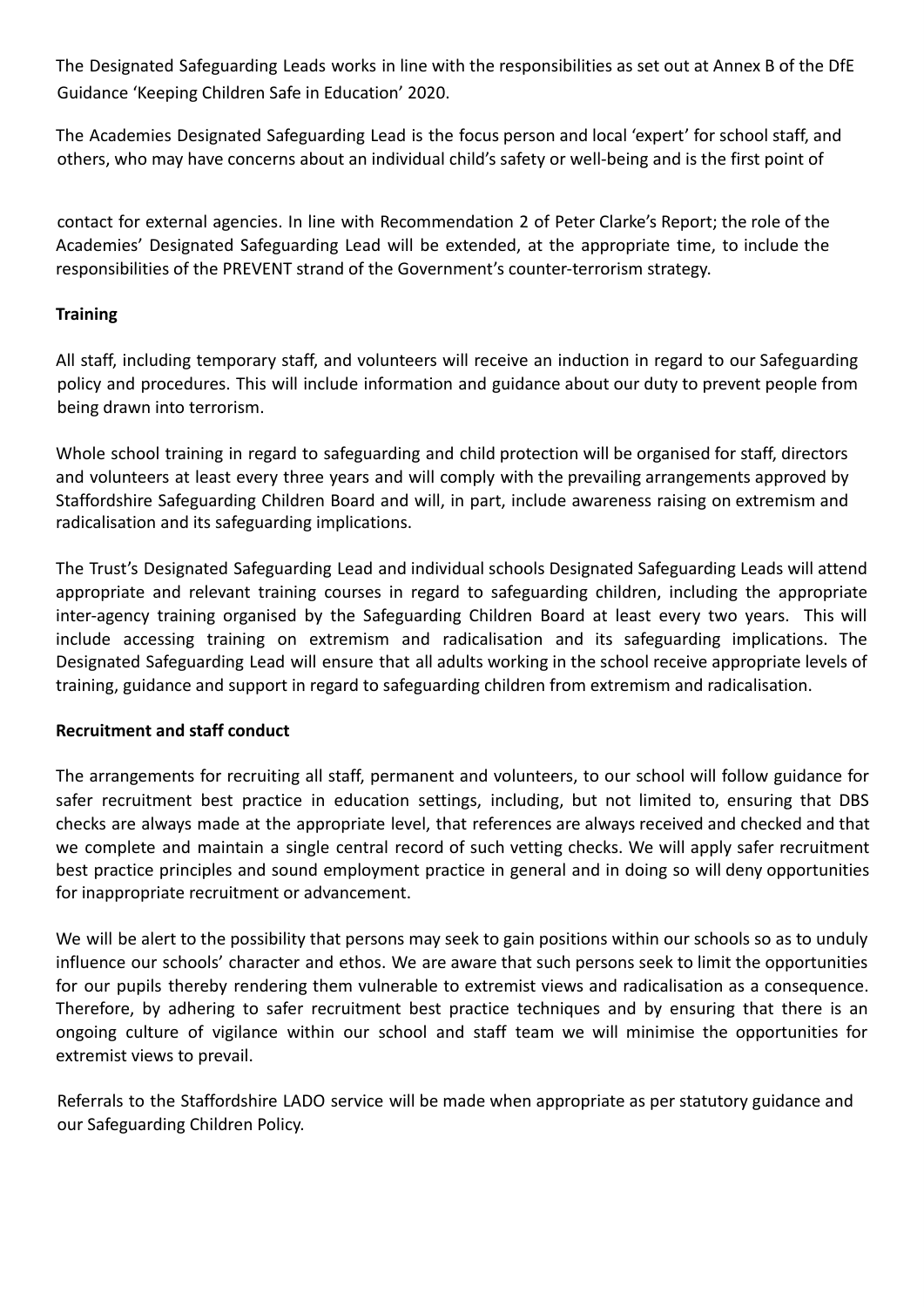The Designated Safeguarding Leads works in line with the responsibilities as set out at Annex B of the DfE Guidance 'Keeping Children Safe in Education' 2020.

The Academies Designated Safeguarding Lead is the focus person and local 'expert' for school staff, and others, who may have concerns about an individual child's safety or well-being and is the first point of

contact for external agencies. In line with Recommendation 2 of Peter Clarke's Report; the role of the Academies' Designated Safeguarding Lead will be extended, at the appropriate time, to include the responsibilities of the PREVENT strand of the Government's counter-terrorism strategy.

**Training**

All staff, including temporary staff, and volunteers will receive an induction in regard to our Safeguarding policy and procedures. This will include information and guidance about our duty to prevent people from being drawn into terrorism.

Whole school training in regard to safeguarding and child protection will be organised for staff, directors and volunteers at least every three years and will comply with the prevailing arrangements approved by Staffordshire Safeguarding Children Board and will, in part, include awareness raising on extremism and radicalisation and its safeguarding implications.

The Trust's Designated Safeguarding Lead and individual schools Designated Safeguarding Leads will attend appropriate and relevant training courses in regard to safeguarding children, including the appropriate inter-agency training organised by the Safeguarding Children Board at least every two years. This will include accessing training on extremism and radicalisation and its safeguarding implications. The Designated Safeguarding Lead will ensure that all adults working in the school receive appropriate levels of training, guidance and support in regard to safeguarding children from extremism and radicalisation.

**Recruitment and staff conduct**

The arrangements for recruiting all staff, permanent and volunteers, to our school will follow guidance for safer recruitment best practice in education settings, including, but not limited to, ensuring that DBS checks are always made at the appropriate level, that references are always received and checked and that we complete and maintain a single central record of such vetting checks. We will apply safer recruitment best practice principles and sound employment practice in general and in doing so will deny opportunities for inappropriate recruitment or advancement.

We will be alert to the possibility that persons may seek to gain positions within our schools so as to unduly influence our schools' character and ethos. We are aware that such persons seek to limit the opportunities for our pupils thereby rendering them vulnerable to extremist views and radicalisation as a consequence. Therefore, by adhering to safer recruitment best practice techniques and by ensuring that there is an ongoing culture of vigilance within our school and staff team we will minimise the opportunities for extremist views to prevail.

Referrals to the Staffordshire LADO service will be made when appropriate as per statutory guidance and our Safeguarding Children Policy.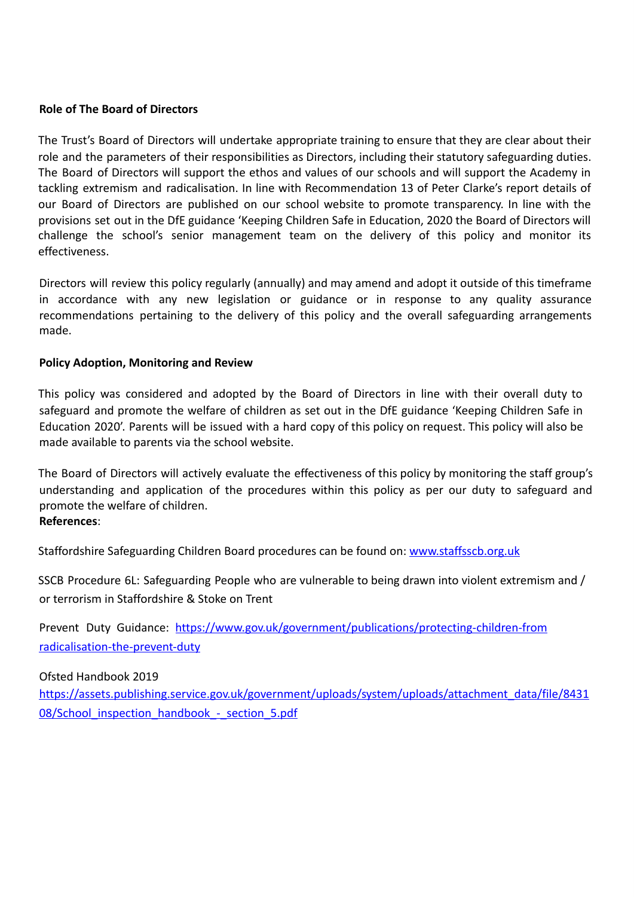**Role of The Board of Directors**

The Trust's Board of Directors will undertake appropriate training to ensure that they are clear about their role and the parameters of their responsibilities as Directors, including their statutory safeguarding duties. The Board of Directors will support the ethos and values of our schools and will support the Academy in tackling extremism and radicalisation. In line with Recommendation 13 of Peter Clarke's report details of our Board of Directors are published on our school website to promote transparency. In line with the provisions set out in the DfE guidance 'Keeping Children Safe in Education, 2020 the Board of Directors will challenge the school's senior management team on the delivery of this policy and monitor its effectiveness.

Directors will review this policy regularly (annually) and may amend and adopt it outside of this timeframe in accordance with any new legislation or guidance or in response to any quality assurance recommendations pertaining to the delivery of this policy and the overall safeguarding arrangements made.

**Policy Adoption, Monitoring and Review**

This policy was considered and adopted by the Board of Directors in line with their overall duty to safeguard and promote the welfare of children as set out in the DfE guidance 'Keeping Children Safe in Education 2020'. Parents will be issued with a hard copy of this policy on request. This policy will also be made available to parents via the school website.

The Board of Directors will actively evaluate the effectiveness of this policy by monitoring the staff group's understanding and application of the procedures within this policy as per our duty to safeguard and promote the welfare of children.

**References**:

Staffordshire Safeguarding Children Board procedures can be found on: [www.staffsscb.org.uk](http://www.staffsscb.org.uk)

SSCB Procedure 6L: Safeguarding People who are vulnerable to being drawn into violent extremism and / or terrorism in Staffordshire & Stoke on Trent

Prevent Duty Guidance: [https://www.gov.uk/government/publications/protecting-children-from radicalisation-the-prevent-duty](https://www.gov.uk/government/publications/protecting-children-from-radicalisation-the-prevent-duty)

Ofsted Handbook 2019
[https://assets.publishing.service.gov.uk/government/uploads/system/uploads/attachment_data/file/843108/School_inspection_handbook_-_section_5.pdf](https://assets.publishing.service.gov.uk/government/uploads/system/uploads/attachment_data/file/843108/School_inspection_handbook_-_section_5.pdf)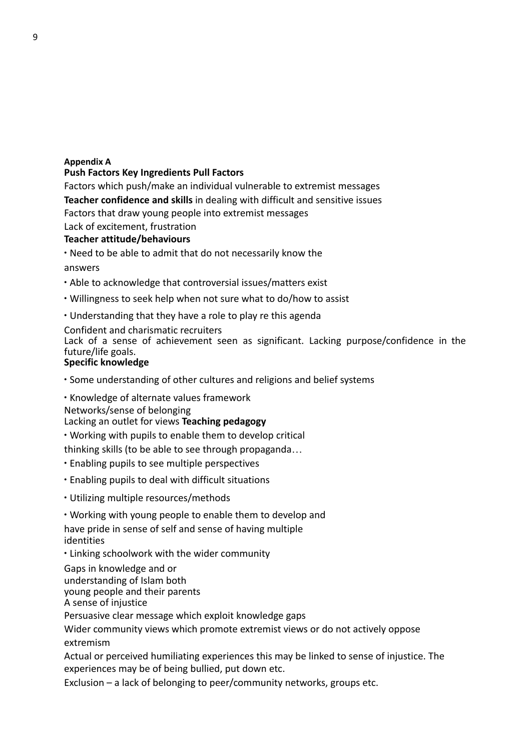**Appendix A**

**Push Factors Key Ingredients Pull Factors**

Factors which push/make an individual vulnerable to extremist messages

**Teacher confidence and skills** in dealing with difficult and sensitive issues

Factors that draw young people into extremist messages

Lack of excitement, frustration

**Teacher attitude/behaviours**

- Need to be able to admit that do not necessarily know the answers
- Able to acknowledge that controversial issues/matters exist
- Willingness to seek help when not sure what to do/how to assist
- Understanding that they have a role to play re this agenda

Confident and charismatic recruiters

Lack of a sense of achievement seen as significant. Lacking purpose/confidence in the future/life goals.

**Specific knowledge**

- Some understanding of other cultures and religions and belief systems
- Knowledge of alternate values framework

Networks/sense of belonging

Lacking an outlet for views **Teaching pedagogy**

- Working with pupils to enable them to develop critical thinking skills (to be able to see through propaganda…
- Enabling pupils to see multiple perspectives
- Enabling pupils to deal with difficult situations
- Utilizing multiple resources/methods
- Working with young people to enable them to develop and have pride in sense of self and sense of having multiple identities
- Linking schoolwork with the wider community

Gaps in knowledge and or understanding of Islam both young people and their parents

A sense of injustice

Persuasive clear message which exploit knowledge gaps

Wider community views which promote extremist views or do not actively oppose extremism

Actual or perceived humiliating experiences this may be linked to sense of injustice. The experiences may be of being bullied, put down etc.

Exclusion – a lack of belonging to peer/community networks, groups etc.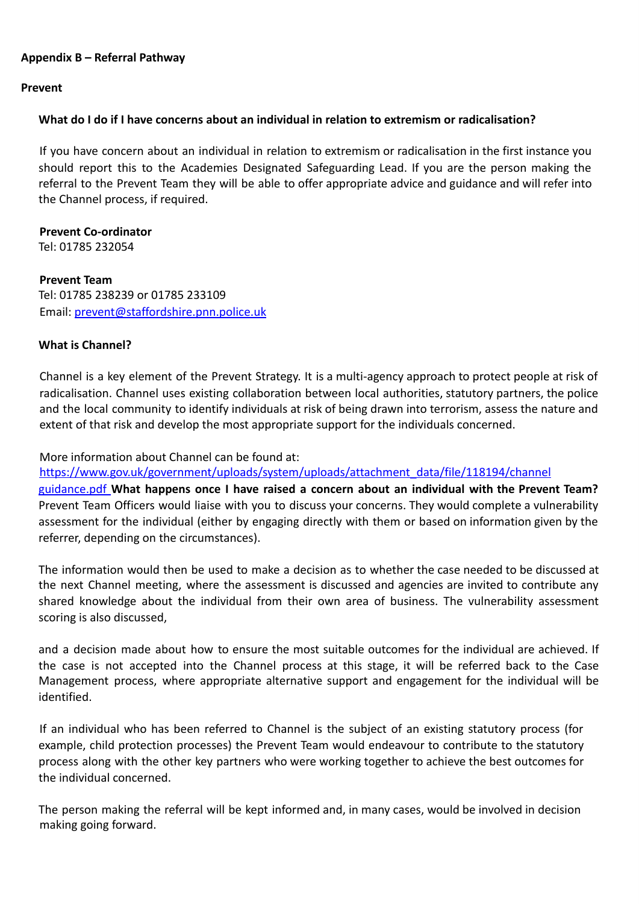**Appendix B – Referral Pathway**

**Prevent**

**What do I do if I have concerns about an individual in relation to extremism or radicalisation?**

If you have concern about an individual in relation to extremism or radicalisation in the first instance you should report this to the Academies Designated Safeguarding Lead. If you are the person making the referral to the Prevent Team they will be able to offer appropriate advice and guidance and will refer into the Channel process, if required.

**Prevent Co-ordinator**
Tel: 01785 232054

**Prevent Team**
Tel: 01785 238239 or 01785 233109
Email: prevent@staffordshire.pnn.police.uk

**What is Channel?**

Channel is a key element of the Prevent Strategy. It is a multi-agency approach to protect people at risk of radicalisation. Channel uses existing collaboration between local authorities, statutory partners, the police and the local community to identify individuals at risk of being drawn into terrorism, assess the nature and extent of that risk and develop the most appropriate support for the individuals concerned.

More information about Channel can be found at:
https://www.gov.uk/government/uploads/system/uploads/attachment_data/file/118194/channel guidance.pdf

**What happens once I have raised a concern about an individual with the Prevent Team?**

Prevent Team Officers would liaise with you to discuss your concerns. They would complete a vulnerability assessment for the individual (either by engaging directly with them or based on information given by the referrer, depending on the circumstances).

The information would then be used to make a decision as to whether the case needed to be discussed at the next Channel meeting, where the assessment is discussed and agencies are invited to contribute any shared knowledge about the individual from their own area of business. The vulnerability assessment scoring is also discussed,

and a decision made about how to ensure the most suitable outcomes for the individual are achieved. If the case is not accepted into the Channel process at this stage, it will be referred back to the Case Management process, where appropriate alternative support and engagement for the individual will be identified.

If an individual who has been referred to Channel is the subject of an existing statutory process (for example, child protection processes) the Prevent Team would endeavour to contribute to the statutory process along with the other key partners who were working together to achieve the best outcomes for the individual concerned.

The person making the referral will be kept informed and, in many cases, would be involved in decision making going forward.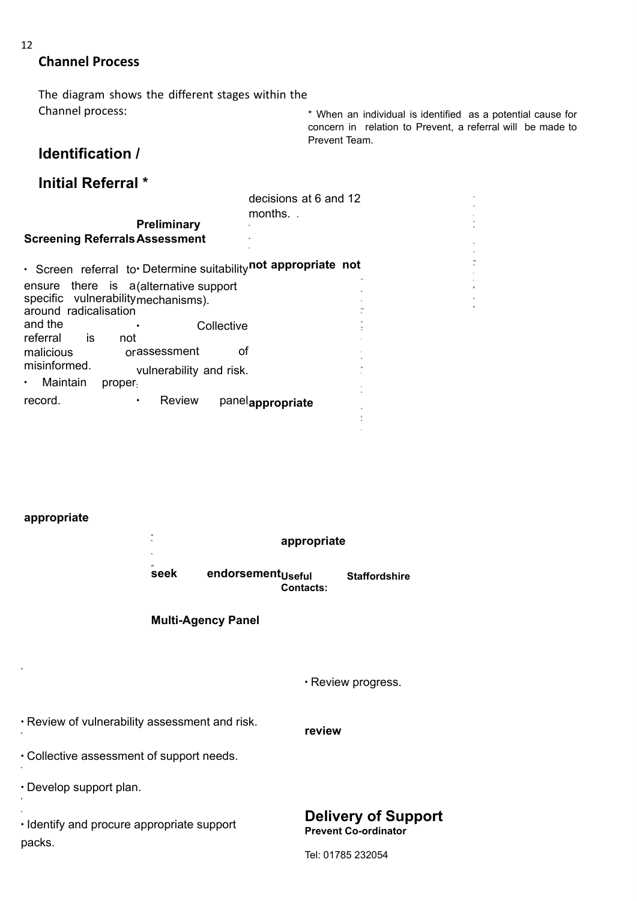## Channel Process

The diagram shows the different stages within the Channel process:

* When an individual is identified as a potential cause for concern in relation to Prevent, a referral will be made to Prevent Team.

### Identification / Initial Referral *

**Screening Referrals**

- Screen referral to ensure there is a specific vulnerability around radicalisation and the referral is not malicious or misinformed.
- Maintain proper record.

**Preliminary Assessment**

- Determine suitability (alternative support mechanisms).
- Collective assessment of vulnerability and risk.
- Review panel decisions at 6 and 12 months.

**not appropriate** **not appropriate**

**appropriate**

**appropriate**

**appropriate**

**seek endorsement**

**Multi-Agency Panel**

- Review of vulnerability assessment and risk.
- Collective assessment of support needs.
- Develop support plan.
- Identify and procure appropriate support packs.

**review**

- Review progress.

### Delivery of Support

**Useful Contacts:**

**Staffordshire Prevent Co-ordinator**

Tel: 01785 232054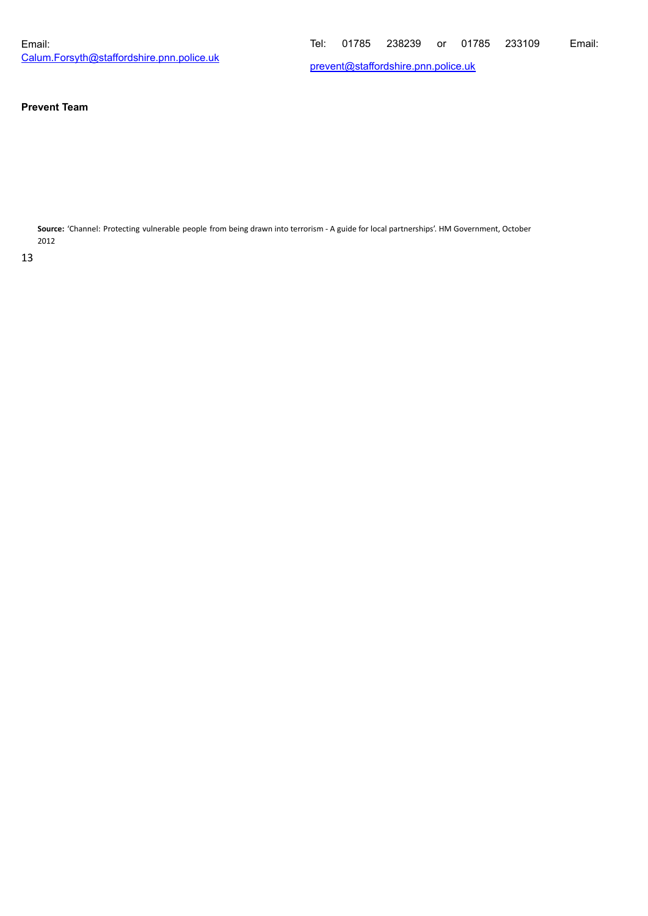Email: Calum.Forsyth@staffordshire.pnn.police.uk

**Prevent Team**

Tel: 01785 238239 or 01785 233109 Email: prevent@staffordshire.pnn.police.uk

**Source:** 'Channel: Protecting vulnerable people from being drawn into terrorism - A guide for local partnerships'. HM Government, October 2012